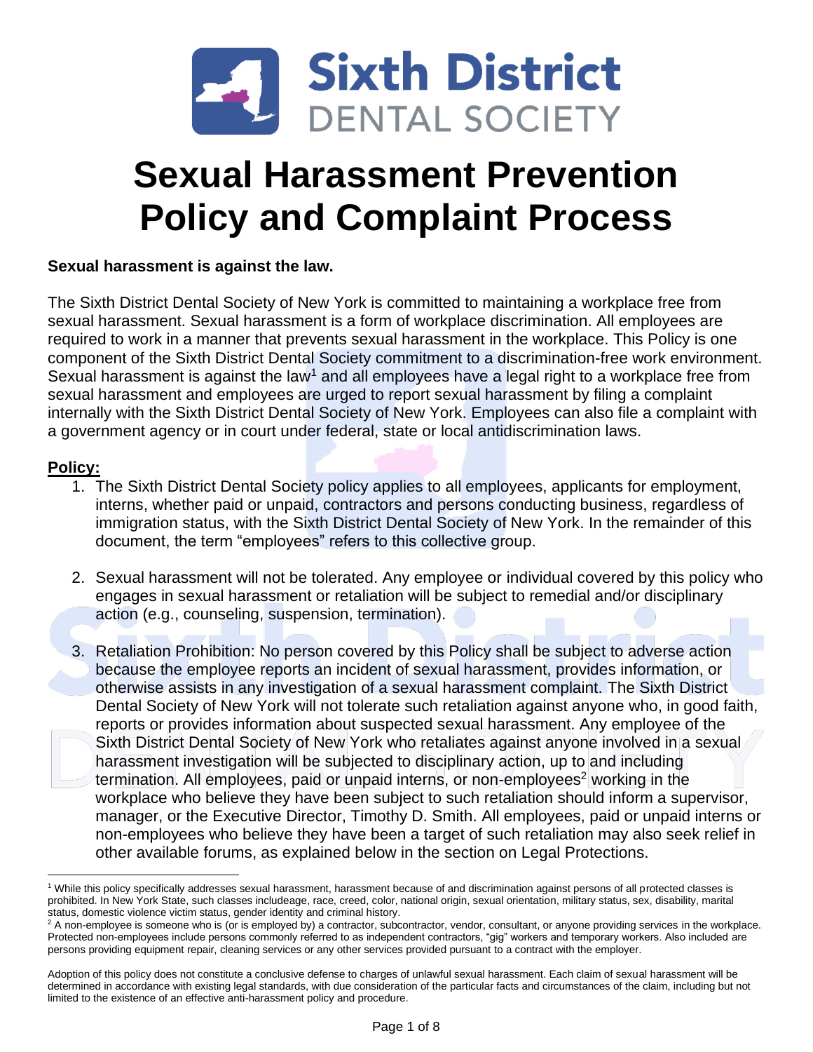# Sixth District DENTAL SOCIETY

# Sexual Harassment Prevention Policy and Complaint Process

**Sexual harassment is against the law.**

The Sixth District Dental Society of New York is committed to maintaining a workplace free from sexual harassment. Sexual harassment is a form of workplace discrimination. All employees are required to work in a manner that prevents sexual harassment in the workplace. This Policy is one component of the Sixth District Dental Society commitment to a discrimination-free work environment. Sexual harassment is against the law[1] and all employees have a legal right to a workplace free from sexual harassment and employees are urged to report sexual harassment by filing a complaint internally with the Sixth District Dental Society of New York. Employees can also file a complaint with a government agency or in court under federal, state or local antidiscrimination laws.

## Policy:

1. The Sixth District Dental Society policy applies to all employees, applicants for employment, interns, whether paid or unpaid, contractors and persons conducting business, regardless of immigration status, with the Sixth District Dental Society of New York. In the remainder of this document, the term "employees" refers to this collective group.

2. Sexual harassment will not be tolerated. Any employee or individual covered by this policy who engages in sexual harassment or retaliation will be subject to remedial and/or disciplinary action (e.g., counseling, suspension, termination).

3. Retaliation Prohibition: No person covered by this Policy shall be subject to adverse action because the employee reports an incident of sexual harassment, provides information, or otherwise assists in any investigation of a sexual harassment complaint. The Sixth District Dental Society of New York will not tolerate such retaliation against anyone who, in good faith, reports or provides information about suspected sexual harassment. Any employee of the Sixth District Dental Society of New York who retaliates against anyone involved in a sexual harassment investigation will be subjected to disciplinary action, up to and including termination. All employees, paid or unpaid interns, or non-employees[2] working in the workplace who believe they have been subject to such retaliation should inform a supervisor, manager, or the Executive Director, Timothy D. Smith. All employees, paid or unpaid interns or non-employees who believe they have been a target of such retaliation may also seek relief in other available forums, as explained below in the section on Legal Protections.

---

[1] While this policy specifically addresses sexual harassment, harassment because of and discrimination against persons of all protected classes is prohibited. In New York State, such classes includeage, race, creed, color, national origin, sexual orientation, military status, sex, disability, marital status, domestic violence victim status, gender identity and criminal history.

[2] A non-employee is someone who is (or is employed by) a contractor, subcontractor, vendor, consultant, or anyone providing services in the workplace. Protected non-employees include persons commonly referred to as independent contractors, "gig" workers and temporary workers. Also included are persons providing equipment repair, cleaning services or any other services provided pursuant to a contract with the employer.

Adoption of this policy does not constitute a conclusive defense to charges of unlawful sexual harassment. Each claim of sexual harassment will be determined in accordance with existing legal standards, with due consideration of the particular facts and circumstances of the claim, including but not limited to the existence of an effective anti-harassment policy and procedure.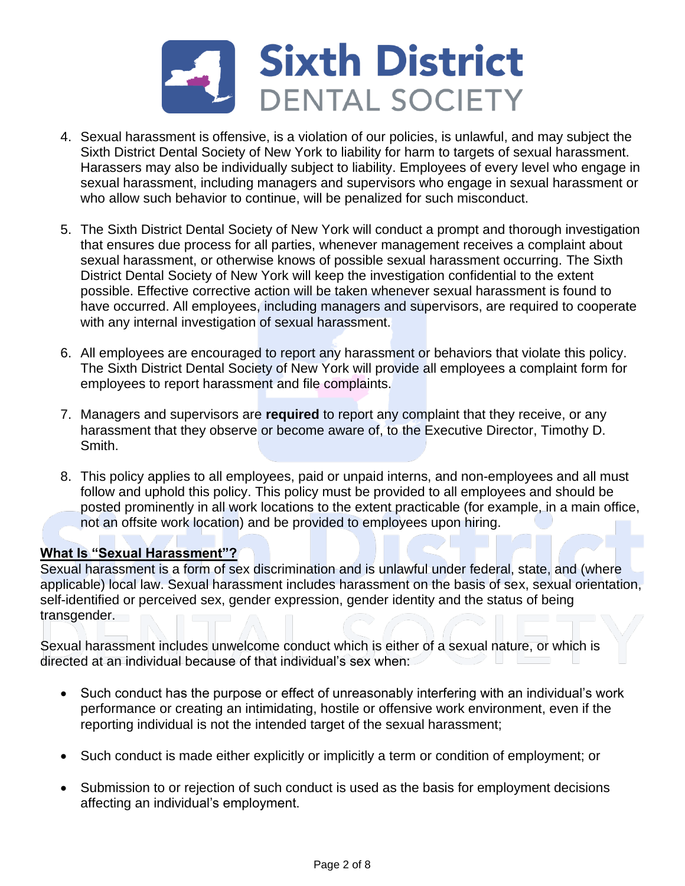4. Sexual harassment is offensive, is a violation of our policies, is unlawful, and may subject the Sixth District Dental Society of New York to liability for harm to targets of sexual harassment. Harassers may also be individually subject to liability. Employees of every level who engage in sexual harassment, including managers and supervisors who engage in sexual harassment or who allow such behavior to continue, will be penalized for such misconduct.

5. The Sixth District Dental Society of New York will conduct a prompt and thorough investigation that ensures due process for all parties, whenever management receives a complaint about sexual harassment, or otherwise knows of possible sexual harassment occurring. The Sixth District Dental Society of New York will keep the investigation confidential to the extent possible. Effective corrective action will be taken whenever sexual harassment is found to have occurred. All employees, including managers and supervisors, are required to cooperate with any internal investigation of sexual harassment.

6. All employees are encouraged to report any harassment or behaviors that violate this policy. The Sixth District Dental Society of New York will provide all employees a complaint form for employees to report harassment and file complaints.

7. Managers and supervisors are **required** to report any complaint that they receive, or any harassment that they observe or become aware of, to the Executive Director, Timothy D. Smith.

8. This policy applies to all employees, paid or unpaid interns, and non-employees and all must follow and uphold this policy. This policy must be provided to all employees and should be posted prominently in all work locations to the extent practicable (for example, in a main office, not an offsite work location) and be provided to employees upon hiring.

**What Is "Sexual Harassment"?**

Sexual harassment is a form of sex discrimination and is unlawful under federal, state, and (where applicable) local law. Sexual harassment includes harassment on the basis of sex, sexual orientation, self-identified or perceived sex, gender expression, gender identity and the status of being transgender.

Sexual harassment includes unwelcome conduct which is either of a sexual nature, or which is directed at an individual because of that individual's sex when:

- Such conduct has the purpose or effect of unreasonably interfering with an individual's work performance or creating an intimidating, hostile or offensive work environment, even if the reporting individual is not the intended target of the sexual harassment;

- Such conduct is made either explicitly or implicitly a term or condition of employment; or

- Submission to or rejection of such conduct is used as the basis for employment decisions affecting an individual's employment.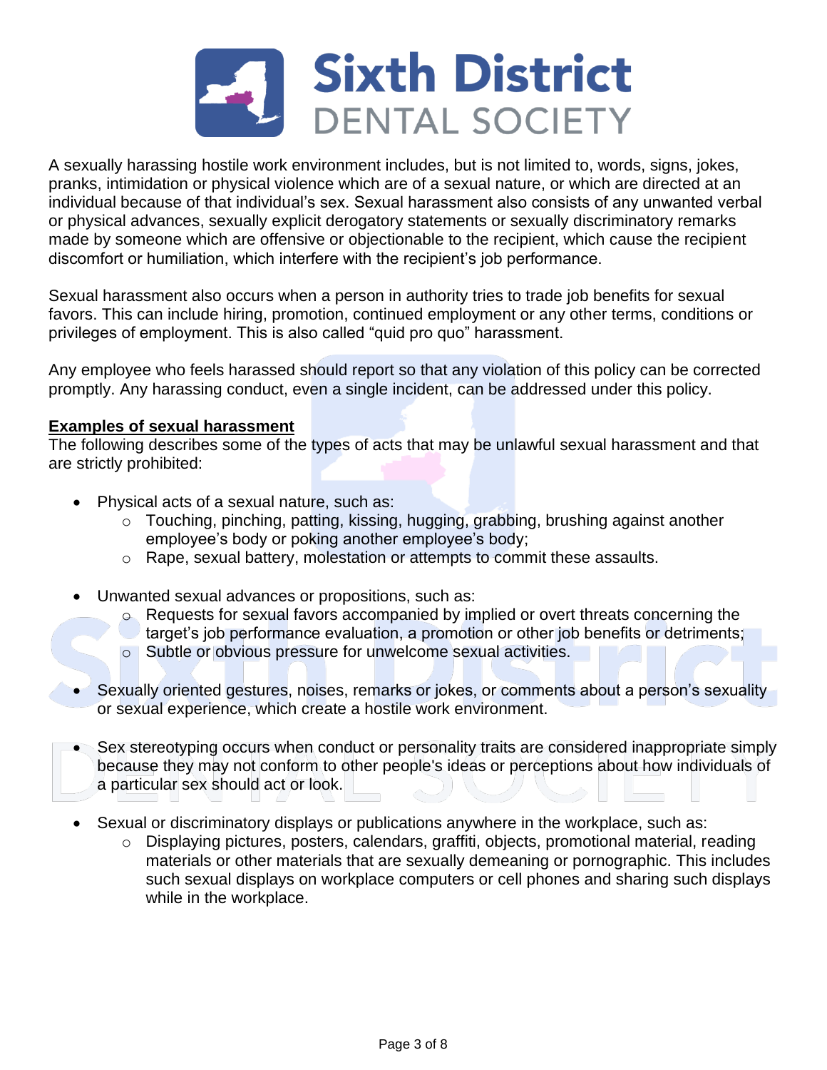A sexually harassing hostile work environment includes, but is not limited to, words, signs, jokes, pranks, intimidation or physical violence which are of a sexual nature, or which are directed at an individual because of that individual's sex. Sexual harassment also consists of any unwanted verbal or physical advances, sexually explicit derogatory statements or sexually discriminatory remarks made by someone which are offensive or objectionable to the recipient, which cause the recipient discomfort or humiliation, which interfere with the recipient's job performance.

Sexual harassment also occurs when a person in authority tries to trade job benefits for sexual favors. This can include hiring, promotion, continued employment or any other terms, conditions or privileges of employment. This is also called "quid pro quo" harassment.

Any employee who feels harassed should report so that any violation of this policy can be corrected promptly. Any harassing conduct, even a single incident, can be addressed under this policy.

**Examples of sexual harassment**

The following describes some of the types of acts that may be unlawful sexual harassment and that are strictly prohibited:

- Physical acts of a sexual nature, such as:
  - Touching, pinching, patting, kissing, hugging, grabbing, brushing against another employee's body or poking another employee's body;
  - Rape, sexual battery, molestation or attempts to commit these assaults.
- Unwanted sexual advances or propositions, such as:
  - Requests for sexual favors accompanied by implied or overt threats concerning the target's job performance evaluation, a promotion or other job benefits or detriments;
  - Subtle or obvious pressure for unwelcome sexual activities.
- Sexually oriented gestures, noises, remarks or jokes, or comments about a person's sexuality or sexual experience, which create a hostile work environment.
- Sex stereotyping occurs when conduct or personality traits are considered inappropriate simply because they may not conform to other people's ideas or perceptions about how individuals of a particular sex should act or look.
- Sexual or discriminatory displays or publications anywhere in the workplace, such as:
  - Displaying pictures, posters, calendars, graffiti, objects, promotional material, reading materials or other materials that are sexually demeaning or pornographic. This includes such sexual displays on workplace computers or cell phones and sharing such displays while in the workplace.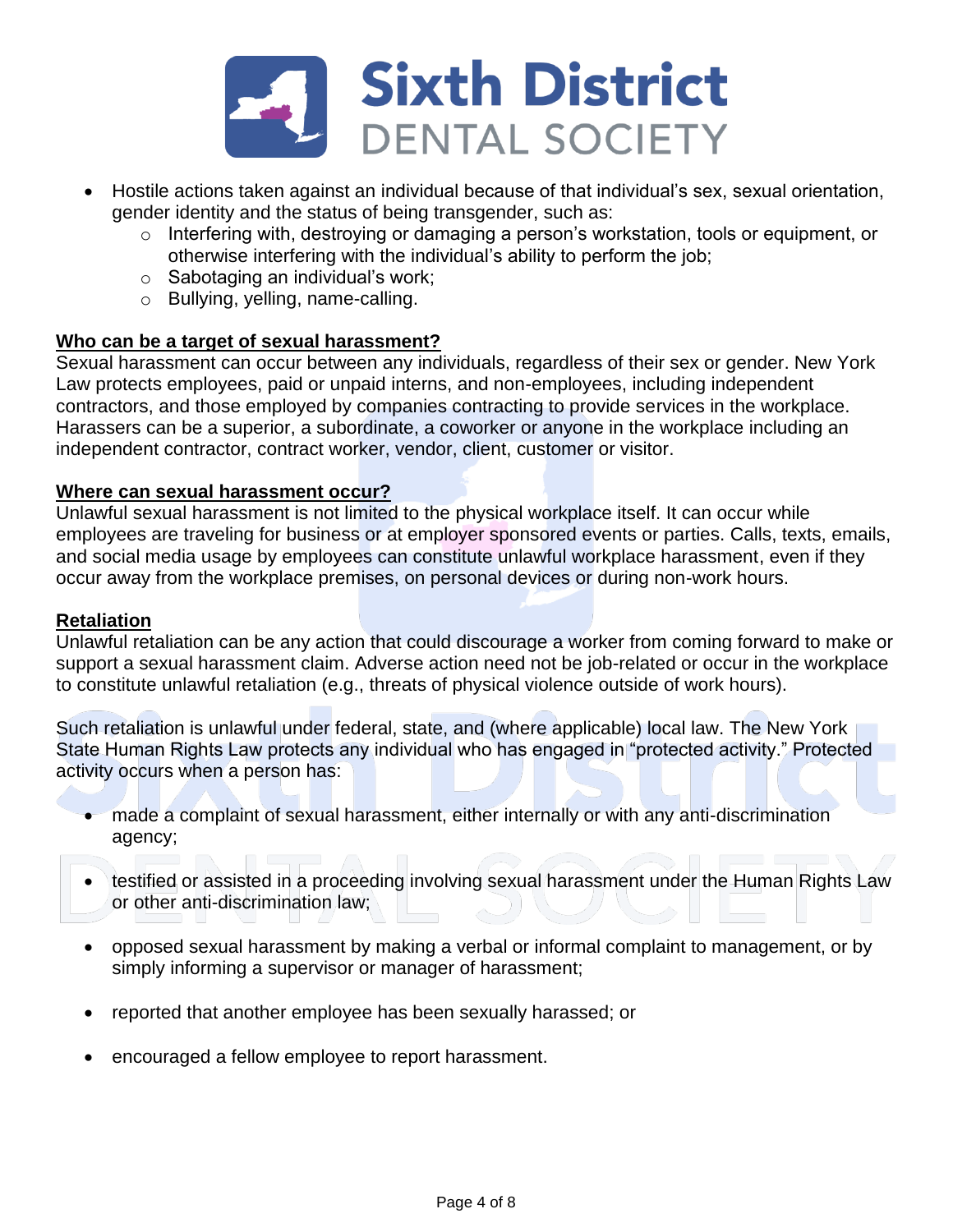- Hostile actions taken against an individual because of that individual's sex, sexual orientation, gender identity and the status of being transgender, such as:
  - Interfering with, destroying or damaging a person's workstation, tools or equipment, or otherwise interfering with the individual's ability to perform the job;
  - Sabotaging an individual's work;
  - Bullying, yelling, name-calling.

**Who can be a target of sexual harassment?**

Sexual harassment can occur between any individuals, regardless of their sex or gender. New York Law protects employees, paid or unpaid interns, and non-employees, including independent contractors, and those employed by companies contracting to provide services in the workplace. Harassers can be a superior, a subordinate, a coworker or anyone in the workplace including an independent contractor, contract worker, vendor, client, customer or visitor.

**Where can sexual harassment occur?**

Unlawful sexual harassment is not limited to the physical workplace itself. It can occur while employees are traveling for business or at employer sponsored events or parties. Calls, texts, emails, and social media usage by employees can constitute unlawful workplace harassment, even if they occur away from the workplace premises, on personal devices or during non-work hours.

**Retaliation**

Unlawful retaliation can be any action that could discourage a worker from coming forward to make or support a sexual harassment claim. Adverse action need not be job-related or occur in the workplace to constitute unlawful retaliation (e.g., threats of physical violence outside of work hours).

Such retaliation is unlawful under federal, state, and (where applicable) local law. The New York State Human Rights Law protects any individual who has engaged in "protected activity." Protected activity occurs when a person has:

- made a complaint of sexual harassment, either internally or with any anti-discrimination agency;
- testified or assisted in a proceeding involving sexual harassment under the Human Rights Law or other anti-discrimination law;
- opposed sexual harassment by making a verbal or informal complaint to management, or by simply informing a supervisor or manager of harassment;
- reported that another employee has been sexually harassed; or
- encouraged a fellow employee to report harassment.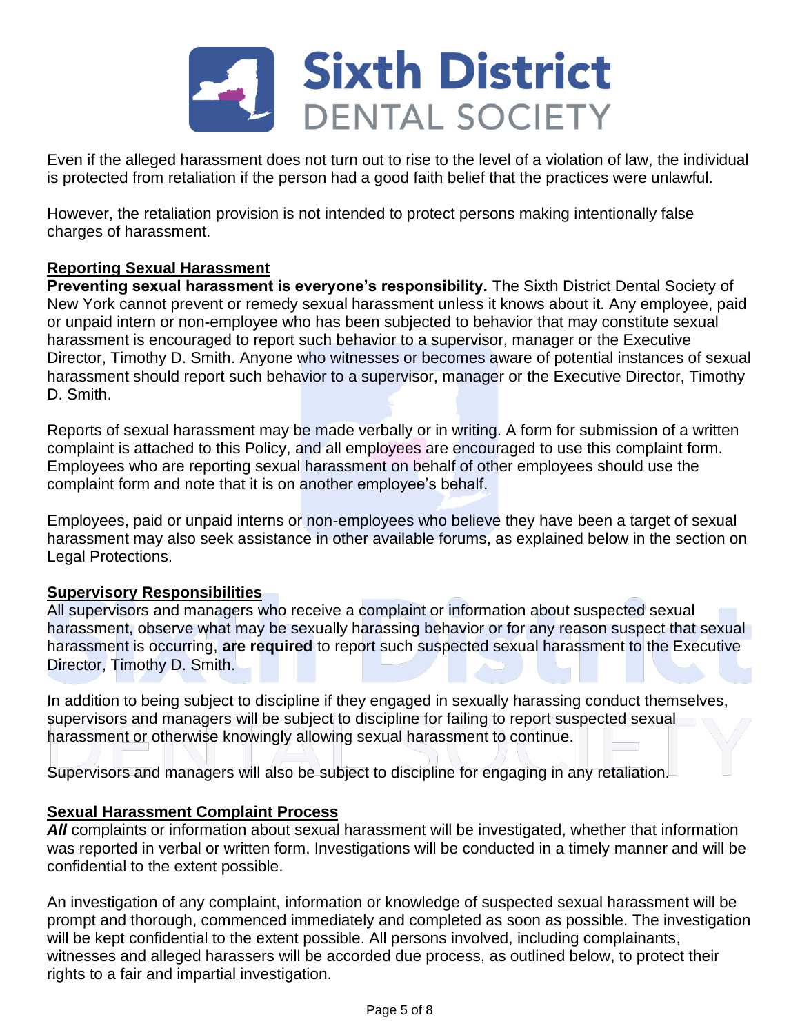Even if the alleged harassment does not turn out to rise to the level of a violation of law, the individual is protected from retaliation if the person had a good faith belief that the practices were unlawful.

However, the retaliation provision is not intended to protect persons making intentionally false charges of harassment.

## Reporting Sexual Harassment

**Preventing sexual harassment is everyone's responsibility.** The Sixth District Dental Society of New York cannot prevent or remedy sexual harassment unless it knows about it. Any employee, paid or unpaid intern or non-employee who has been subjected to behavior that may constitute sexual harassment is encouraged to report such behavior to a supervisor, manager or the Executive Director, Timothy D. Smith. Anyone who witnesses or becomes aware of potential instances of sexual harassment should report such behavior to a supervisor, manager or the Executive Director, Timothy D. Smith.

Reports of sexual harassment may be made verbally or in writing. A form for submission of a written complaint is attached to this Policy, and all employees are encouraged to use this complaint form. Employees who are reporting sexual harassment on behalf of other employees should use the complaint form and note that it is on another employee's behalf.

Employees, paid or unpaid interns or non-employees who believe they have been a target of sexual harassment may also seek assistance in other available forums, as explained below in the section on Legal Protections.

## Supervisory Responsibilities

All supervisors and managers who receive a complaint or information about suspected sexual harassment, observe what may be sexually harassing behavior or for any reason suspect that sexual harassment is occurring, **are required** to report such suspected sexual harassment to the Executive Director, Timothy D. Smith.

In addition to being subject to discipline if they engaged in sexually harassing conduct themselves, supervisors and managers will be subject to discipline for failing to report suspected sexual harassment or otherwise knowingly allowing sexual harassment to continue.

Supervisors and managers will also be subject to discipline for engaging in any retaliation.

## Sexual Harassment Complaint Process

***All*** complaints or information about sexual harassment will be investigated, whether that information was reported in verbal or written form. Investigations will be conducted in a timely manner and will be confidential to the extent possible.

An investigation of any complaint, information or knowledge of suspected sexual harassment will be prompt and thorough, commenced immediately and completed as soon as possible. The investigation will be kept confidential to the extent possible. All persons involved, including complainants, witnesses and alleged harassers will be accorded due process, as outlined below, to protect their rights to a fair and impartial investigation.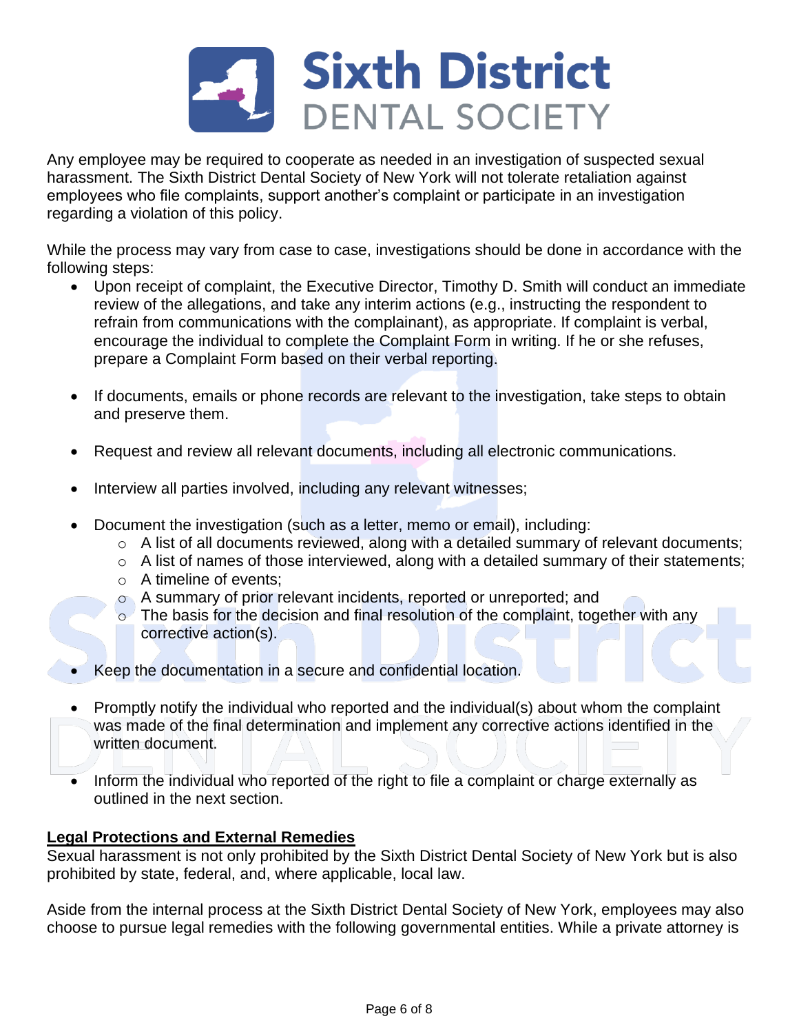Any employee may be required to cooperate as needed in an investigation of suspected sexual harassment. The Sixth District Dental Society of New York will not tolerate retaliation against employees who file complaints, support another's complaint or participate in an investigation regarding a violation of this policy.

While the process may vary from case to case, investigations should be done in accordance with the following steps:

- Upon receipt of complaint, the Executive Director, Timothy D. Smith will conduct an immediate review of the allegations, and take any interim actions (e.g., instructing the respondent to refrain from communications with the complainant), as appropriate. If complaint is verbal, encourage the individual to complete the Complaint Form in writing. If he or she refuses, prepare a Complaint Form based on their verbal reporting.

- If documents, emails or phone records are relevant to the investigation, take steps to obtain and preserve them.

- Request and review all relevant documents, including all electronic communications.

- Interview all parties involved, including any relevant witnesses;

- Document the investigation (such as a letter, memo or email), including:
  - A list of all documents reviewed, along with a detailed summary of relevant documents;
  - A list of names of those interviewed, along with a detailed summary of their statements;
  - A timeline of events;
  - A summary of prior relevant incidents, reported or unreported; and
  - The basis for the decision and final resolution of the complaint, together with any corrective action(s).

- Keep the documentation in a secure and confidential location.

- Promptly notify the individual who reported and the individual(s) about whom the complaint was made of the final determination and implement any corrective actions identified in the written document.

- Inform the individual who reported of the right to file a complaint or charge externally as outlined in the next section.

**Legal Protections and External Remedies**

Sexual harassment is not only prohibited by the Sixth District Dental Society of New York but is also prohibited by state, federal, and, where applicable, local law.

Aside from the internal process at the Sixth District Dental Society of New York, employees may also choose to pursue legal remedies with the following governmental entities. While a private attorney is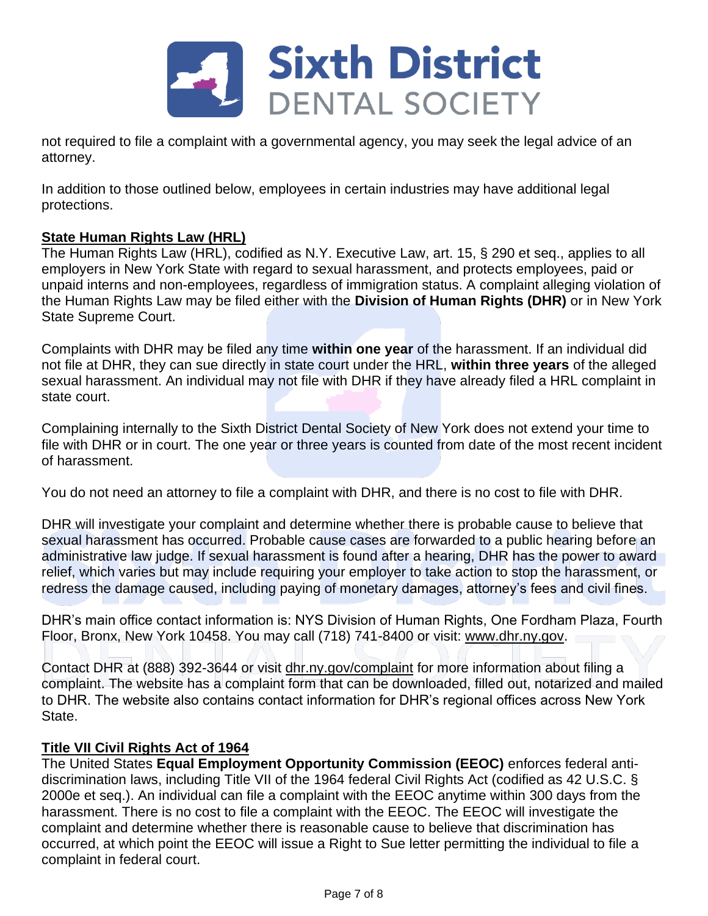not required to file a complaint with a governmental agency, you may seek the legal advice of an attorney.

In addition to those outlined below, employees in certain industries may have additional legal protections.

## State Human Rights Law (HRL)

The Human Rights Law (HRL), codified as N.Y. Executive Law, art. 15, § 290 et seq., applies to all employers in New York State with regard to sexual harassment, and protects employees, paid or unpaid interns and non-employees, regardless of immigration status. A complaint alleging violation of the Human Rights Law may be filed either with the **Division of Human Rights (DHR)** or in New York State Supreme Court.

Complaints with DHR may be filed any time **within one year** of the harassment. If an individual did not file at DHR, they can sue directly in state court under the HRL, **within three years** of the alleged sexual harassment. An individual may not file with DHR if they have already filed a HRL complaint in state court.

Complaining internally to the Sixth District Dental Society of New York does not extend your time to file with DHR or in court. The one year or three years is counted from date of the most recent incident of harassment.

You do not need an attorney to file a complaint with DHR, and there is no cost to file with DHR.

DHR will investigate your complaint and determine whether there is probable cause to believe that sexual harassment has occurred. Probable cause cases are forwarded to a public hearing before an administrative law judge. If sexual harassment is found after a hearing, DHR has the power to award relief, which varies but may include requiring your employer to take action to stop the harassment, or redress the damage caused, including paying of monetary damages, attorney's fees and civil fines.

DHR's main office contact information is: NYS Division of Human Rights, One Fordham Plaza, Fourth Floor, Bronx, New York 10458. You may call (718) 741-8400 or visit: www.dhr.ny.gov.

Contact DHR at (888) 392-3644 or visit dhr.ny.gov/complaint for more information about filing a complaint. The website has a complaint form that can be downloaded, filled out, notarized and mailed to DHR. The website also contains contact information for DHR's regional offices across New York State.

## Title VII Civil Rights Act of 1964

The United States **Equal Employment Opportunity Commission (EEOC)** enforces federal anti-discrimination laws, including Title VII of the 1964 federal Civil Rights Act (codified as 42 U.S.C. § 2000e et seq.). An individual can file a complaint with the EEOC anytime within 300 days from the harassment. There is no cost to file a complaint with the EEOC. The EEOC will investigate the complaint and determine whether there is reasonable cause to believe that discrimination has occurred, at which point the EEOC will issue a Right to Sue letter permitting the individual to file a complaint in federal court.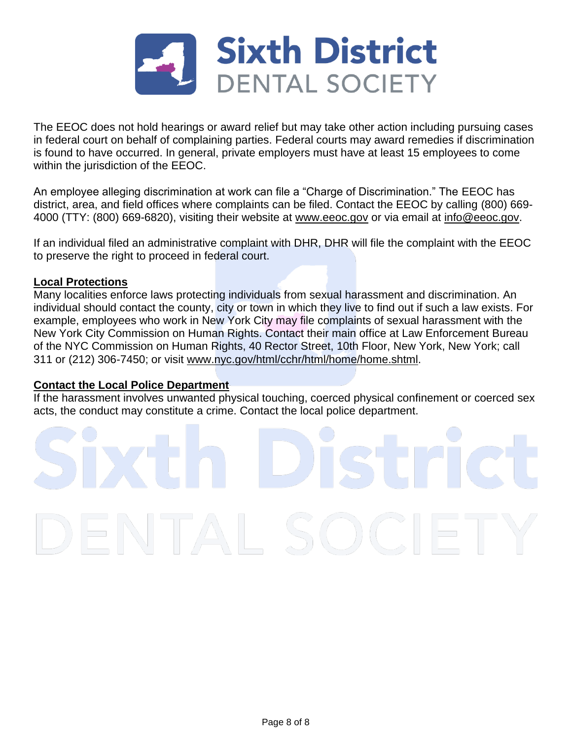The EEOC does not hold hearings or award relief but may take other action including pursuing cases in federal court on behalf of complaining parties. Federal courts may award remedies if discrimination is found to have occurred. In general, private employers must have at least 15 employees to come within the jurisdiction of the EEOC.

An employee alleging discrimination at work can file a "Charge of Discrimination." The EEOC has district, area, and field offices where complaints can be filed. Contact the EEOC by calling (800) 669-4000 (TTY: (800) 669-6820), visiting their website at www.eeoc.gov or via email at info@eeoc.gov.

If an individual filed an administrative complaint with DHR, DHR will file the complaint with the EEOC to preserve the right to proceed in federal court.

**Local Protections**

Many localities enforce laws protecting individuals from sexual harassment and discrimination. An individual should contact the county, city or town in which they live to find out if such a law exists. For example, employees who work in New York City may file complaints of sexual harassment with the New York City Commission on Human Rights. Contact their main office at Law Enforcement Bureau of the NYC Commission on Human Rights, 40 Rector Street, 10th Floor, New York, New York; call 311 or (212) 306-7450; or visit www.nyc.gov/html/cchr/html/home/home.shtml.

**Contact the Local Police Department**

If the harassment involves unwanted physical touching, coerced physical confinement or coerced sex acts, the conduct may constitute a crime. Contact the local police department.